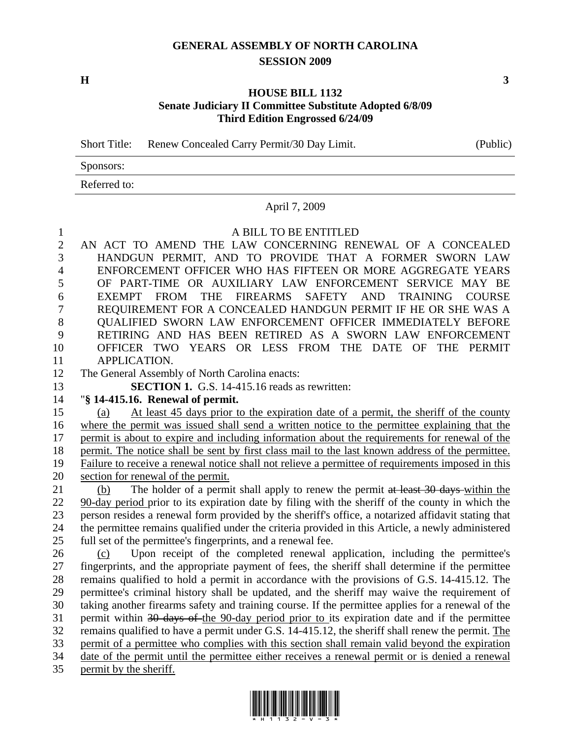# GENERAL ASSEMBLY OF NORTH CAROLINA
## SESSION 2009

**H** **3**

## HOUSE BILL 1132
### Senate Judiciary II Committee Substitute Adopted 6/8/09
### Third Edition Engrossed 6/24/09

| Short Title: | Renew Concealed Carry Permit/30 Day Limit. | (Public) |
|---|---|---|
| Sponsors: | | |
| Referred to: | | |

April 7, 2009

A BILL TO BE ENTITLED

AN ACT TO AMEND THE LAW CONCERNING RENEWAL OF A CONCEALED HANDGUN PERMIT, AND TO PROVIDE THAT A FORMER SWORN LAW ENFORCEMENT OFFICER WHO HAS FIFTEEN OR MORE AGGREGATE YEARS OF PART-TIME OR AUXILIARY LAW ENFORCEMENT SERVICE MAY BE EXEMPT FROM THE FIREARMS SAFETY AND TRAINING COURSE REQUIREMENT FOR A CONCEALED HANDGUN PERMIT IF HE OR SHE WAS A QUALIFIED SWORN LAW ENFORCEMENT OFFICER IMMEDIATELY BEFORE RETIRING AND HAS BEEN RETIRED AS A SWORN LAW ENFORCEMENT OFFICER TWO YEARS OR LESS FROM THE DATE OF THE PERMIT APPLICATION.

The General Assembly of North Carolina enacts:

**SECTION 1.** G.S. 14-415.16 reads as rewritten:

"**§ 14-415.16. Renewal of permit.**

(a) At least 45 days prior to the expiration date of a permit, the sheriff of the county where the permit was issued shall send a written notice to the permittee explaining that the permit is about to expire and including information about the requirements for renewal of the permit. The notice shall be sent by first class mail to the last known address of the permittee. Failure to receive a renewal notice shall not relieve a permittee of requirements imposed in this section for renewal of the permit.

(b) The holder of a permit shall apply to renew the permit ~~at least 30 days~~ within the 90-day period prior to its expiration date by filing with the sheriff of the county in which the person resides a renewal form provided by the sheriff's office, a notarized affidavit stating that the permittee remains qualified under the criteria provided in this Article, a newly administered full set of the permittee's fingerprints, and a renewal fee.

(c) Upon receipt of the completed renewal application, including the permittee's fingerprints, and the appropriate payment of fees, the sheriff shall determine if the permittee remains qualified to hold a permit in accordance with the provisions of G.S. 14-415.12. The permittee's criminal history shall be updated, and the sheriff may waive the requirement of taking another firearms safety and training course. If the permittee applies for a renewal of the permit within ~~30 days of~~ the 90-day period prior to its expiration date and if the permittee remains qualified to have a permit under G.S. 14-415.12, the sheriff shall renew the permit. The permit of a permittee who complies with this section shall remain valid beyond the expiration date of the permit until the permittee either receives a renewal permit or is denied a renewal permit by the sheriff.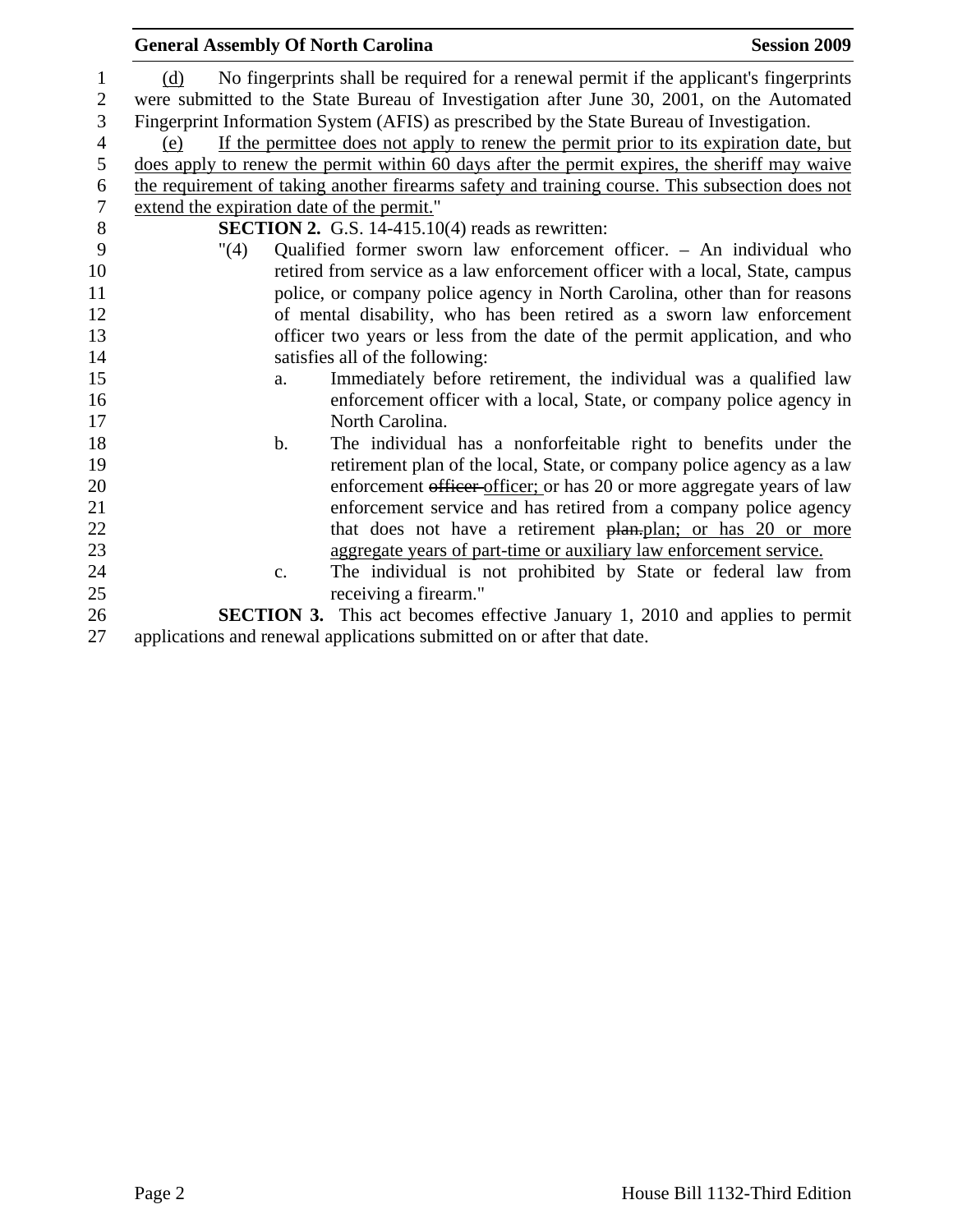(d) No fingerprints shall be required for a renewal permit if the applicant's fingerprints were submitted to the State Bureau of Investigation after June 30, 2001, on the Automated Fingerprint Information System (AFIS) as prescribed by the State Bureau of Investigation.

(e) If the permittee does not apply to renew the permit prior to its expiration date, but does apply to renew the permit within 60 days after the permit expires, the sheriff may waive the requirement of taking another firearms safety and training course. This subsection does not extend the expiration date of the permit."

**SECTION 2.** G.S. 14-415.10(4) reads as rewritten:

"(4) Qualified former sworn law enforcement officer. – An individual who retired from service as a law enforcement officer with a local, State, campus police, or company police agency in North Carolina, other than for reasons of mental disability, who has been retired as a sworn law enforcement officer two years or less from the date of the permit application, and who satisfies all of the following:

a. Immediately before retirement, the individual was a qualified law enforcement officer with a local, State, or company police agency in North Carolina.

b. The individual has a nonforfeitable right to benefits under the retirement plan of the local, State, or company police agency as a law enforcement ~~officer~~ officer; or has 20 or more aggregate years of law enforcement service and has retired from a company police agency that does not have a retirement ~~plan.~~plan; or has 20 or more aggregate years of part-time or auxiliary law enforcement service.

c. The individual is not prohibited by State or federal law from receiving a firearm."

**SECTION 3.** This act becomes effective January 1, 2010 and applies to permit applications and renewal applications submitted on or after that date.